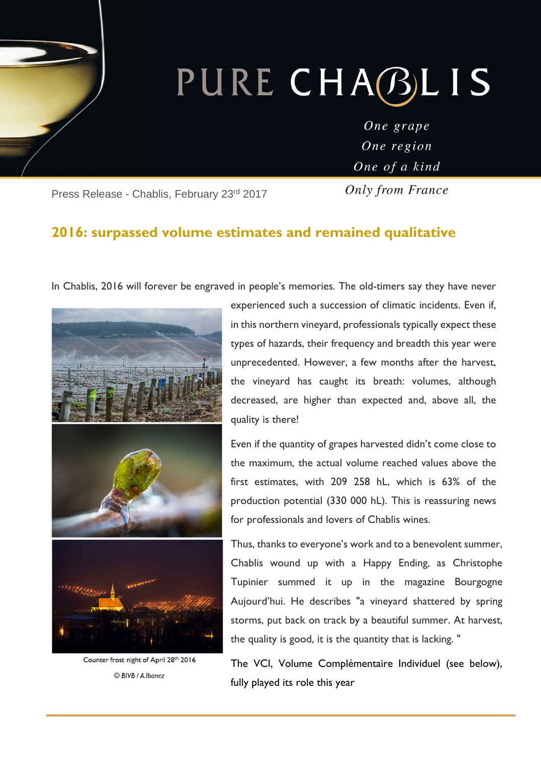PURE CHABLIS

*One grape*
*One region*
*One of a kind*
*Only from France*

Press Release - Chablis, February 23rd 2017

## 2016: surpassed volume estimates and remained qualitative

In Chablis, 2016 will forever be engraved in people's memories. The old-timers say they have never experienced such a succession of climatic incidents. Even if, in this northern vineyard, professionals typically expect these types of hazards, their frequency and breadth this year were unprecedented. However, a few months after the harvest, the vineyard has caught its breath: volumes, although decreased, are higher than expected and, above all, the quality is there!

Even if the quantity of grapes harvested didn't come close to the maximum, the actual volume reached values above the first estimates, with 209 258 hL, which is 63% of the production potential (330 000 hL). This is reassuring news for professionals and lovers of Chablis wines.

Thus, thanks to everyone's work and to a benevolent summer, Chablis wound up with a Happy Ending, as Christophe Tupinier summed it up in the magazine Bourgogne Aujourd'hui. He describes "a vineyard shattered by spring storms, put back on track by a beautiful summer. At harvest, the quality is good, it is the quantity that is lacking. "

The VCI, Volume Complémentaire Individuel (see below), fully played its role this year

Counter frost night of April 28th 2016

© BIVB / A.Ibanez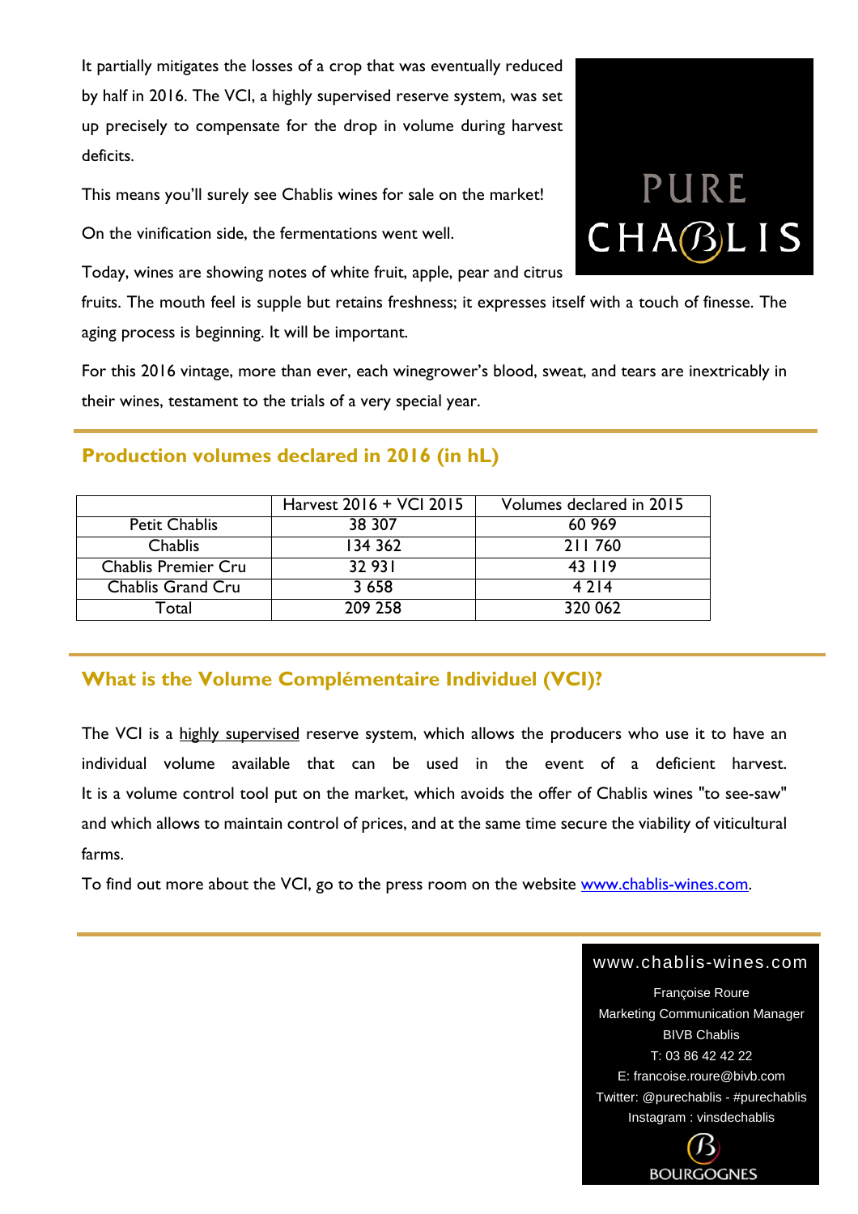It partially mitigates the losses of a crop that was eventually reduced by half in 2016. The VCI, a highly supervised reserve system, was set up precisely to compensate for the drop in volume during harvest deficits.

This means you'll surely see Chablis wines for sale on the market!

On the vinification side, the fermentations went well.

PURE CHABLIS

Today, wines are showing notes of white fruit, apple, pear and citrus fruits. The mouth feel is supple but retains freshness; it expresses itself with a touch of finesse. The aging process is beginning. It will be important.

For this 2016 vintage, more than ever, each winegrower's blood, sweat, and tears are inextricably in their wines, testament to the trials of a very special year.

## Production volumes declared in 2016 (in hL)

| | Harvest 2016 + VCI 2015 | Volumes declared in 2015 |
|---|---|---|
| Petit Chablis | 38 307 | 60 969 |
| Chablis | 134 362 | 211 760 |
| Chablis Premier Cru | 32 931 | 43 119 |
| Chablis Grand Cru | 3 658 | 4 214 |
| Total | 209 258 | 320 062 |

## What is the Volume Complémentaire Individuel (VCI)?

The VCI is a highly supervised reserve system, which allows the producers who use it to have an individual volume available that can be used in the event of a deficient harvest.
It is a volume control tool put on the market, which avoids the offer of Chablis wines "to see-saw" and which allows to maintain control of prices, and at the same time secure the viability of viticultural farms.
To find out more about the VCI, go to the press room on the website [www.chablis-wines.com](http://www.chablis-wines.com).

www.chablis-wines.com

Françoise Roure
Marketing Communication Manager
BIVB Chablis
T: 03 86 42 42 22
E: francoise.roure@bivb.com
Twitter: @purechablis - #purechablis
Instagram : vinsdechablis

BOURGOGNES